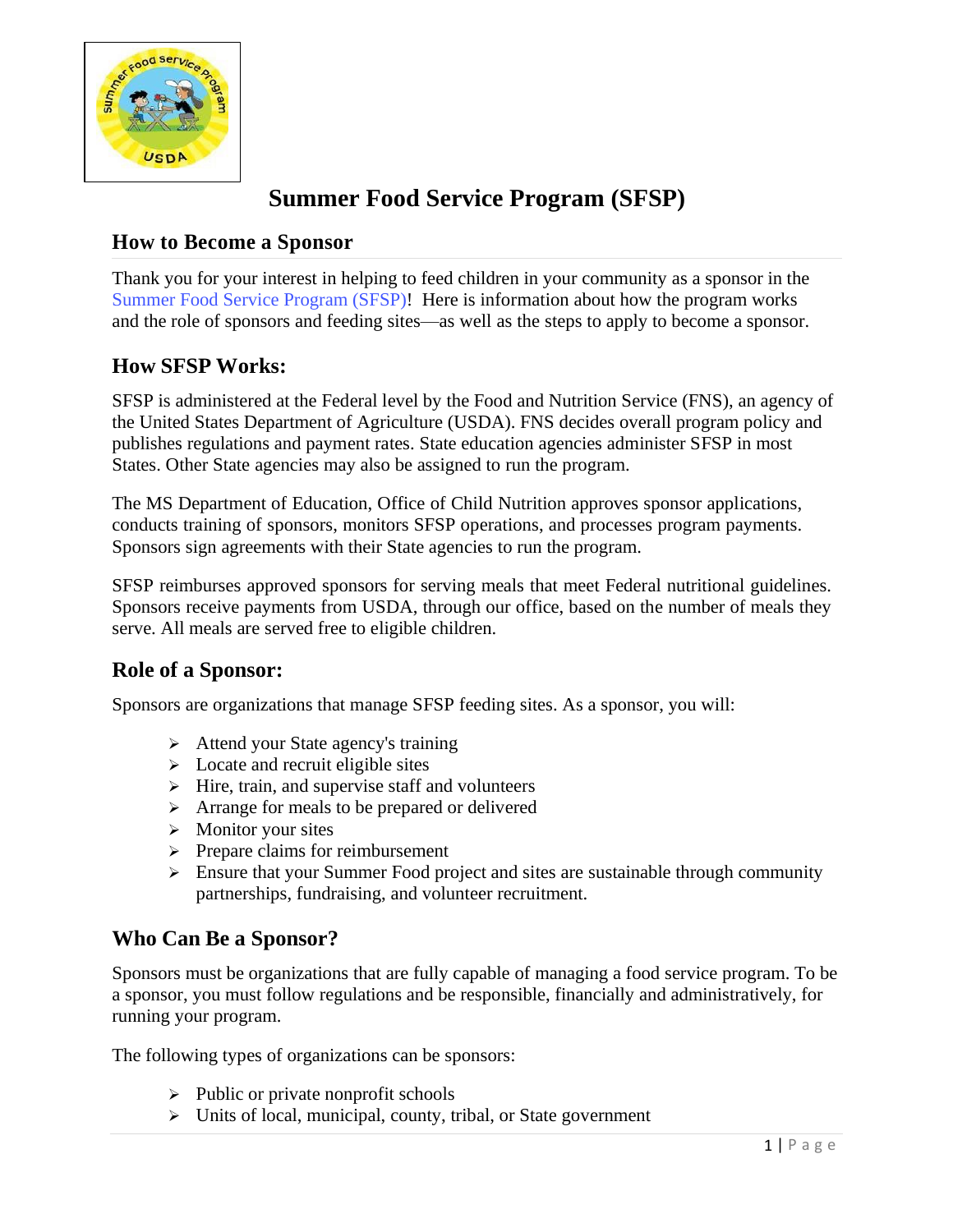# Summer Food Service Program (SFSP)

## How to Become a Sponsor

Thank you for your interest in helping to feed children in your community as a sponsor in the Summer Food Service Program (SFSP)! Here is information about how the program works and the role of sponsors and feeding sites—as well as the steps to apply to become a sponsor.

## How SFSP Works:

SFSP is administered at the Federal level by the Food and Nutrition Service (FNS), an agency of the United States Department of Agriculture (USDA). FNS decides overall program policy and publishes regulations and payment rates. State education agencies administer SFSP in most States. Other State agencies may also be assigned to run the program.

The MS Department of Education, Office of Child Nutrition approves sponsor applications, conducts training of sponsors, monitors SFSP operations, and processes program payments. Sponsors sign agreements with their State agencies to run the program.

SFSP reimburses approved sponsors for serving meals that meet Federal nutritional guidelines. Sponsors receive payments from USDA, through our office, based on the number of meals they serve. All meals are served free to eligible children.

## Role of a Sponsor:

Sponsors are organizations that manage SFSP feeding sites. As a sponsor, you will:

- Attend your State agency's training
- Locate and recruit eligible sites
- Hire, train, and supervise staff and volunteers
- Arrange for meals to be prepared or delivered
- Monitor your sites
- Prepare claims for reimbursement
- Ensure that your Summer Food project and sites are sustainable through community partnerships, fundraising, and volunteer recruitment.

## Who Can Be a Sponsor?

Sponsors must be organizations that are fully capable of managing a food service program. To be a sponsor, you must follow regulations and be responsible, financially and administratively, for running your program.

The following types of organizations can be sponsors:

- Public or private nonprofit schools
- Units of local, municipal, county, tribal, or State government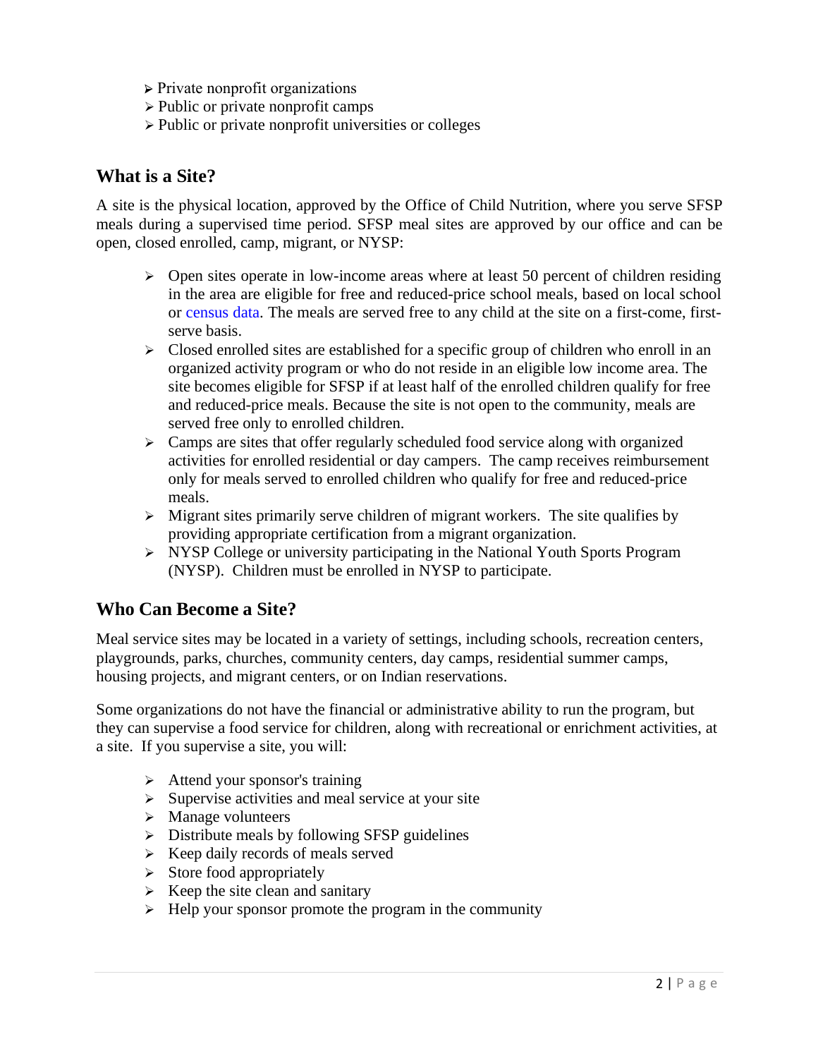- Private nonprofit organizations
- Public or private nonprofit camps
- Public or private nonprofit universities or colleges

## What is a Site?

A site is the physical location, approved by the Office of Child Nutrition, where you serve SFSP meals during a supervised time period. SFSP meal sites are approved by our office and can be open, closed enrolled, camp, migrant, or NYSP:

- Open sites operate in low-income areas where at least 50 percent of children residing in the area are eligible for free and reduced-price school meals, based on local school or census data. The meals are served free to any child at the site on a first-come, first-serve basis.
- Closed enrolled sites are established for a specific group of children who enroll in an organized activity program or who do not reside in an eligible low income area. The site becomes eligible for SFSP if at least half of the enrolled children qualify for free and reduced-price meals. Because the site is not open to the community, meals are served free only to enrolled children.
- Camps are sites that offer regularly scheduled food service along with organized activities for enrolled residential or day campers. The camp receives reimbursement only for meals served to enrolled children who qualify for free and reduced-price meals.
- Migrant sites primarily serve children of migrant workers. The site qualifies by providing appropriate certification from a migrant organization.
- NYSP College or university participating in the National Youth Sports Program (NYSP). Children must be enrolled in NYSP to participate.

## Who Can Become a Site?

Meal service sites may be located in a variety of settings, including schools, recreation centers, playgrounds, parks, churches, community centers, day camps, residential summer camps, housing projects, and migrant centers, or on Indian reservations.

Some organizations do not have the financial or administrative ability to run the program, but they can supervise a food service for children, along with recreational or enrichment activities, at a site. If you supervise a site, you will:

- Attend your sponsor's training
- Supervise activities and meal service at your site
- Manage volunteers
- Distribute meals by following SFSP guidelines
- Keep daily records of meals served
- Store food appropriately
- Keep the site clean and sanitary
- Help your sponsor promote the program in the community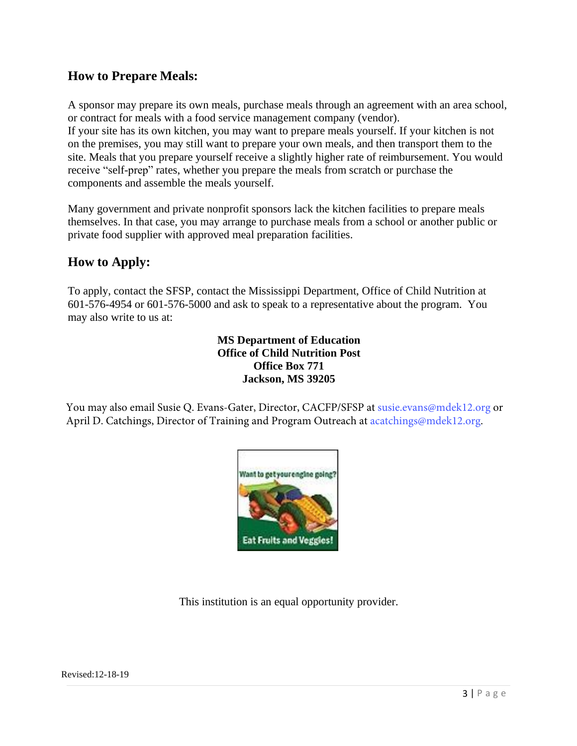## How to Prepare Meals:

A sponsor may prepare its own meals, purchase meals through an agreement with an area school, or contract for meals with a food service management company (vendor).
If your site has its own kitchen, you may want to prepare meals yourself. If your kitchen is not on the premises, you may still want to prepare your own meals, and then transport them to the site. Meals that you prepare yourself receive a slightly higher rate of reimbursement. You would receive "self-prep" rates, whether you prepare the meals from scratch or purchase the components and assemble the meals yourself.

Many government and private nonprofit sponsors lack the kitchen facilities to prepare meals themselves. In that case, you may arrange to purchase meals from a school or another public or private food supplier with approved meal preparation facilities.

## How to Apply:

To apply, contact the SFSP, contact the Mississippi Department, Office of Child Nutrition at 601-576-4954 or 601-576-5000 and ask to speak to a representative about the program. You may also write to us at:

**MS Department of Education**
**Office of Child Nutrition Post**
**Office Box 771**
**Jackson, MS 39205**

You may also email Susie Q. Evans-Gater, Director, CACFP/SFSP at susie.evans@mdek12.org or April D. Catchings, Director of Training and Program Outreach at acatchings@mdek12.org.

Want to get your engine going?

Eat Fruits and Veggies!

This institution is an equal opportunity provider.

Revised:12-18-19